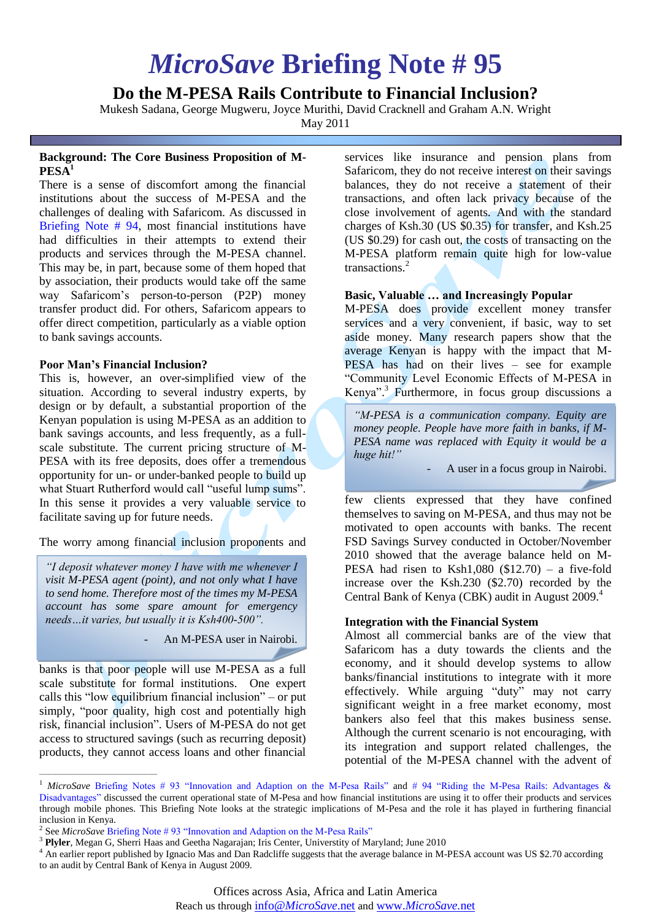# *MicroSave* Briefing Note # 95

## Do the M-PESA Rails Contribute to Financial Inclusion?

Mukesh Sadana, George Mugweru, Joyce Murithi, David Cracknell and Graham A.N. Wright

May 2011

### Background: The Core Business Proposition of M-PESA[1]

There is a sense of discomfort among the financial institutions about the success of M-PESA and the challenges of dealing with Safaricom. As discussed in Briefing Note # 94, most financial institutions have had difficulties in their attempts to extend their products and services through the M-PESA channel. This may be, in part, because some of them hoped that by association, their products would take off the same way Safaricom's person-to-person (P2P) money transfer product did. For others, Safaricom appears to offer direct competition, particularly as a viable option to bank savings accounts.

### Poor Man's Financial Inclusion?

This is, however, an over-simplified view of the situation. According to several industry experts, by design or by default, a substantial proportion of the Kenyan population is using M-PESA as an addition to bank savings accounts, and less frequently, as a full-scale substitute. The current pricing structure of M-PESA with its free deposits, does offer a tremendous opportunity for un- or under-banked people to build up what Stuart Rutherford would call "useful lump sums". In this sense it provides a very valuable service to facilitate saving up for future needs.

> *"I deposit whatever money I have with me whenever I visit M-PESA agent (point), and not only what I have to send home. Therefore most of the times my M-PESA account has some spare amount for emergency needs…it varies, but usually it is Ksh400-500".*
>
> \- An M-PESA user in Nairobi.

The worry among financial inclusion proponents and banks is that poor people will use M-PESA as a full scale substitute for formal institutions. One expert calls this "low equilibrium financial inclusion" – or put simply, "poor quality, high cost and potentially high risk, financial inclusion". Users of M-PESA do not get access to structured savings (such as recurring deposit) products, they cannot access loans and other financial services like insurance and pension plans from Safaricom, they do not receive interest on their savings balances, they do not receive a statement of their transactions, and often lack privacy because of the close involvement of agents. And with the standard charges of Ksh.30 (US $0.35) for transfer, and Ksh.25 (US $0.29) for cash out, the costs of transacting on the M-PESA platform remain quite high for low-value transactions.[2]

### Basic, Valuable … and Increasingly Popular

M-PESA does provide excellent money transfer services and a very convenient, if basic, way to set aside money. Many research papers show that the average Kenyan is happy with the impact that M-PESA has had on their lives – see for example "Community Level Economic Effects of M-PESA in Kenya".[3] Furthermore, in focus group discussions a few clients expressed that they have confined themselves to saving on M-PESA, and thus may not be motivated to open accounts with banks. The recent FSD Savings Survey conducted in October/November 2010 showed that the average balance held on M-PESA had risen to Ksh1,080 ($12.70) – a five-fold increase over the Ksh.230 ($2.70) recorded by the Central Bank of Kenya (CBK) audit in August 2009.[4]

> *"M-PESA is a communication company. Equity are money people. People have more faith in banks, if M-PESA name was replaced with Equity it would be a huge hit!"*
>
> \- A user in a focus group in Nairobi.

### Integration with the Financial System

Almost all commercial banks are of the view that Safaricom has a duty towards the clients and the economy, and it should develop systems to allow banks/financial institutions to integrate with it more effectively. While arguing "duty" may not carry significant weight in a free market economy, most bankers also feel that this makes business sense. Although the current scenario is not encouraging, with its integration and support related challenges, the potential of the M-PESA channel with the advent of

---

[1] *MicroSave* Briefing Notes # 93 "Innovation and Adaption on the M-Pesa Rails" and # 94 "Riding the M-Pesa Rails: Advantages & Disadvantages" discussed the current operational state of M-Pesa and how financial institutions are using it to offer their products and services through mobile phones. This Briefing Note looks at the strategic implications of M-Pesa and the role it has played in furthering financial inclusion in Kenya.

[2] See *MicroSave* Briefing Note # 93 "Innovation and Adaption on the M-Pesa Rails"

[3] **Plyler**, Megan G, Sherri Haas and Geetha Nagarajan; Iris Center, Universtity of Maryland; June 2010

[4] An earlier report published by Ignacio Mas and Dan Radcliffe suggests that the average balance in M-PESA account was US $2.70 according to an audit by Central Bank of Kenya in August 2009.

Offices across Asia, Africa and Latin America

Reach us through info@*MicroSave*.net and www.*MicroSave*.net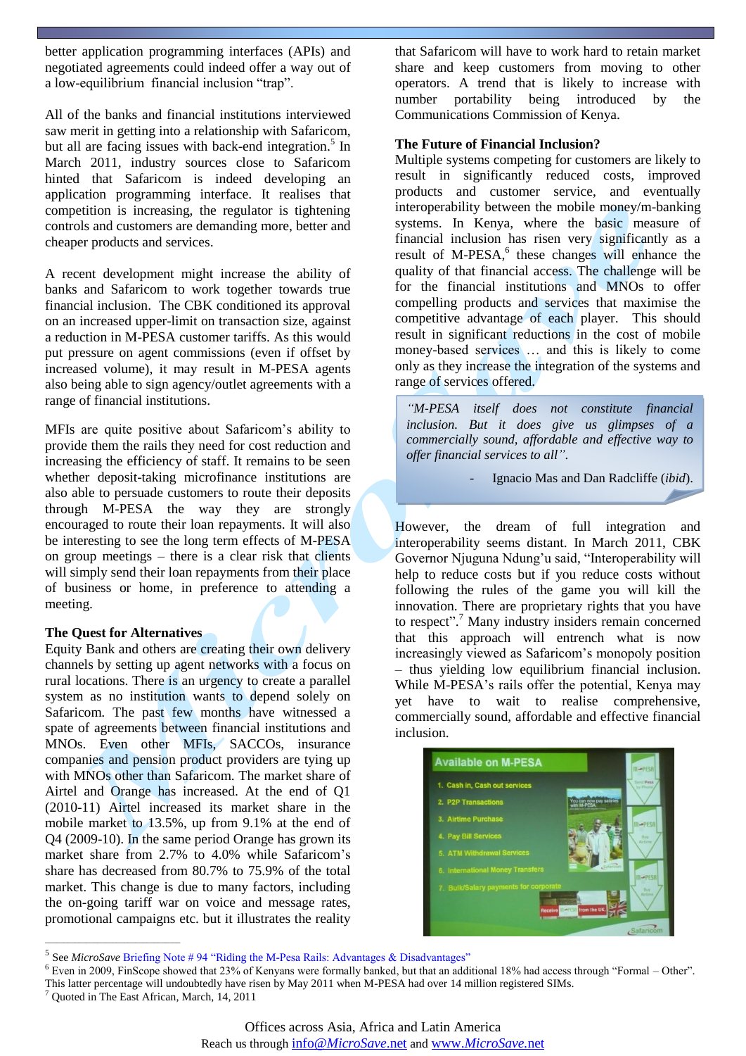better application programming interfaces (APIs) and negotiated agreements could indeed offer a way out of a low-equilibrium financial inclusion "trap".

All of the banks and financial institutions interviewed saw merit in getting into a relationship with Safaricom, but all are facing issues with back-end integration.[5] In March 2011, industry sources close to Safaricom hinted that Safaricom is indeed developing an application programming interface. It realises that competition is increasing, the regulator is tightening controls and customers are demanding more, better and cheaper products and services.

A recent development might increase the ability of banks and Safaricom to work together towards true financial inclusion. The CBK conditioned its approval on an increased upper-limit on transaction size, against a reduction in M-PESA customer tariffs. As this would put pressure on agent commissions (even if offset by increased volume), it may result in M-PESA agents also being able to sign agency/outlet agreements with a range of financial institutions.

MFIs are quite positive about Safaricom's ability to provide them the rails they need for cost reduction and increasing the efficiency of staff. It remains to be seen whether deposit-taking microfinance institutions are also able to persuade customers to route their deposits through M-PESA the way they are strongly encouraged to route their loan repayments. It will also be interesting to see the long term effects of M-PESA on group meetings – there is a clear risk that clients will simply send their loan repayments from their place of business or home, in preference to attending a meeting.

**The Quest for Alternatives**

Equity Bank and others are creating their own delivery channels by setting up agent networks with a focus on rural locations. There is an urgency to create a parallel system as no institution wants to depend solely on Safaricom. The past few months have witnessed a spate of agreements between financial institutions and MNOs. Even other MFIs, SACCOs, insurance companies and pension product providers are tying up with MNOs other than Safaricom. The market share of Airtel and Orange has increased. At the end of Q1 (2010-11) Airtel increased its market share in the mobile market to 13.5%, up from 9.1% at the end of Q4 (2009-10). In the same period Orange has grown its market share from 2.7% to 4.0% while Safaricom's share has decreased from 80.7% to 75.9% of the total market. This change is due to many factors, including the on-going tariff war on voice and message rates, promotional campaigns etc. but it illustrates the reality that Safaricom will have to work hard to retain market share and keep customers from moving to other operators. A trend that is likely to increase with number portability being introduced by the Communications Commission of Kenya.

**The Future of Financial Inclusion?**

Multiple systems competing for customers are likely to result in significantly reduced costs, improved products and customer service, and eventually interoperability between the mobile money/m-banking systems. In Kenya, where the basic measure of financial inclusion has risen very significantly as a result of M-PESA,[6] these changes will enhance the quality of that financial access. The challenge will be for the financial institutions and MNOs to offer compelling products and services that maximise the competitive advantage of each player. This should result in significant reductions in the cost of mobile money-based services … and this is likely to come only as they increase the integration of the systems and range of services offered.

> *"M-PESA itself does not constitute financial inclusion. But it does give us glimpses of a commercially sound, affordable and effective way to offer financial services to all".*
>
> \- Ignacio Mas and Dan Radcliffe (*ibid*).

However, the dream of full integration and interoperability seems distant. In March 2011, CBK Governor Njuguna Ndung'u said, "Interoperability will help to reduce costs but if you reduce costs without following the rules of the game you will kill the innovation. There are proprietary rights that you have to respect".[7] Many industry insiders remain concerned that this approach will entrench what is now increasingly viewed as Safaricom's monopoly position – thus yielding low equilibrium financial inclusion. While M-PESA's rails offer the potential, Kenya may yet have to wait to realise comprehensive, commercially sound, affordable and effective financial inclusion.

Available on M-PESA

1. Cash in, Cash out services
2. P2P Transactions
3. Airtime Purchase
4. Pay Bill Services
5. ATM Withdrawal Services
6. International Money Transfers
7. Bulk/Salary payments for corporate

---

[5] See *MicroSave* Briefing Note # 94 "Riding the M-Pesa Rails: Advantages & Disadvantages"

[6] Even in 2009, FinScope showed that 23% of Kenyans were formally banked, but that an additional 18% had access through "Formal – Other". This latter percentage will undoubtedly have risen by May 2011 when M-PESA had over 14 million registered SIMs.

[7] Quoted in The East African, March, 14, 2011

Offices across Asia, Africa and Latin America
Reach us through info@*MicroSave*.net and www.*MicroSave*.net